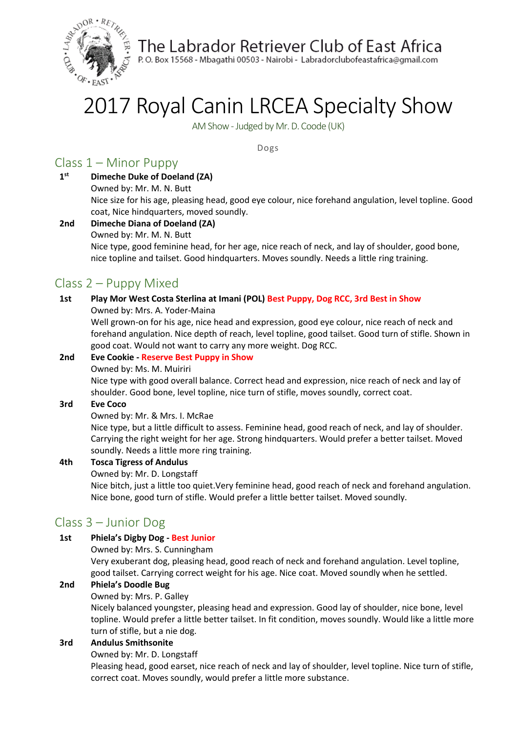# The Labrador Retriever Club of East Africa

P. O. Box 15568 - Mbagathi 00503 - Nairobi - Labradorclubofeastafrica@gmail.com

# 2017 Royal Canin LRCEA Specialty Show

AM Show - Judged by Mr. D. Coode (UK)

Dogs

## Class 1 – Minor Puppy

**1st** **Dimeche Duke of Doeland (ZA)**
Owned by: Mr. M. N. Butt
Nice size for his age, pleasing head, good eye colour, nice forehand angulation, level topline. Good coat, Nice hindquarters, moved soundly.

**2nd** **Dimeche Diana of Doeland (ZA)**
Owned by: Mr. M. N. Butt
Nice type, good feminine head, for her age, nice reach of neck, and lay of shoulder, good bone, nice topline and tailset. Good hindquarters. Moves soundly. Needs a little ring training.

## Class 2 – Puppy Mixed

**1st** **Play Mor West Costa Sterlina at Imani (POL)** **Best Puppy, Dog RCC, 3rd Best in Show**
Owned by: Mrs. A. Yoder-Maina
Well grown-on for his age, nice head and expression, good eye colour, nice reach of neck and forehand angulation. Nice depth of reach, level topline, good tailset. Good turn of stifle. Shown in good coat. Would not want to carry any more weight. Dog RCC.

**2nd** **Eve Cookie** - **Reserve Best Puppy in Show**
Owned by: Ms. M. Muiriri
Nice type with good overall balance. Correct head and expression, nice reach of neck and lay of shoulder. Good bone, level topline, nice turn of stifle, moves soundly, correct coat.

**3rd** **Eve Coco**
Owned by: Mr. & Mrs. I. McRae
Nice type, but a little difficult to assess. Feminine head, good reach of neck, and lay of shoulder. Carrying the right weight for her age. Strong hindquarters. Would prefer a better tailset. Moved soundly. Needs a little more ring training.

**4th** **Tosca Tigress of Andulus**
Owned by: Mr. D. Longstaff
Nice bitch, just a little too quiet.Very feminine head, good reach of neck and forehand angulation. Nice bone, good turn of stifle. Would prefer a little better tailset. Moved soundly.

## Class 3 – Junior Dog

**1st** **Phiela's Digby Dog** - **Best Junior**
Owned by: Mrs. S. Cunningham
Very exuberant dog, pleasing head, good reach of neck and forehand angulation. Level topline, good tailset. Carrying correct weight for his age. Nice coat. Moved soundly when he settled.

**2nd** **Phiela's Doodle Bug**
Owned by: Mrs. P. Galley
Nicely balanced youngster, pleasing head and expression. Good lay of shoulder, nice bone, level topline. Would prefer a little better tailset. In fit condition, moves soundly. Would like a little more turn of stifle, but a nie dog.

**3rd** **Andulus Smithsonite**
Owned by: Mr. D. Longstaff
Pleasing head, good earset, nice reach of neck and lay of shoulder, level topline. Nice turn of stifle, correct coat. Moves soundly, would prefer a little more substance.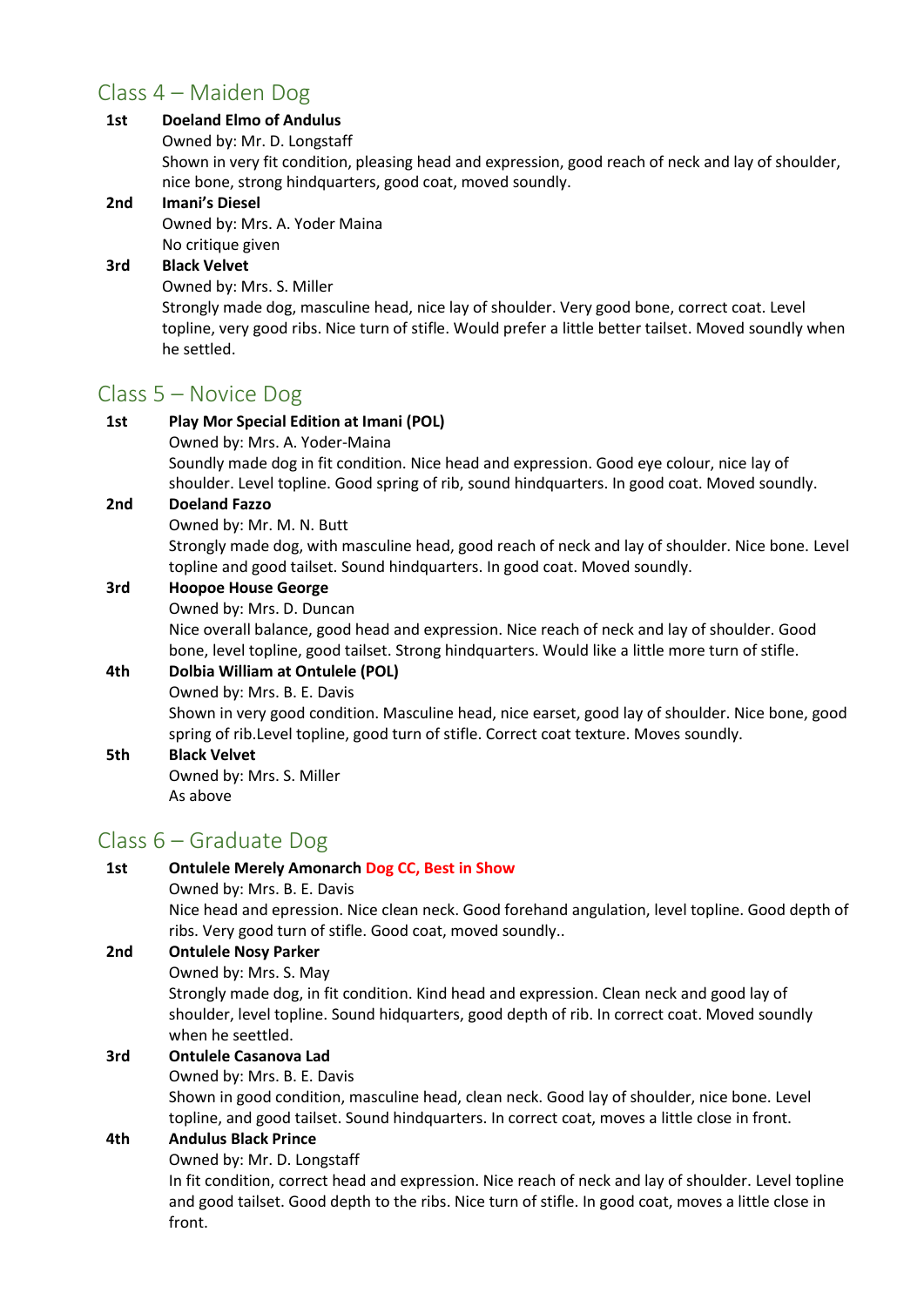## Class 4 – Maiden Dog

**1st** **Doeland Elmo of Andulus**
Owned by: Mr. D. Longstaff
Shown in very fit condition, pleasing head and expression, good reach of neck and lay of shoulder, nice bone, strong hindquarters, good coat, moved soundly.

**2nd** **Imani's Diesel**
Owned by: Mrs. A. Yoder Maina
No critique given

**3rd** **Black Velvet**
Owned by: Mrs. S. Miller
Strongly made dog, masculine head, nice lay of shoulder. Very good bone, correct coat. Level topline, very good ribs. Nice turn of stifle. Would prefer a little better tailset. Moved soundly when he settled.

## Class 5 – Novice Dog

**1st** **Play Mor Special Edition at Imani (POL)**
Owned by: Mrs. A. Yoder-Maina
Soundly made dog in fit condition. Nice head and expression. Good eye colour, nice lay of shoulder. Level topline. Good spring of rib, sound hindquarters. In good coat. Moved soundly.

**2nd** **Doeland Fazzo**
Owned by: Mr. M. N. Butt
Strongly made dog, with masculine head, good reach of neck and lay of shoulder. Nice bone. Level topline and good tailset. Sound hindquarters. In good coat. Moved soundly.

**3rd** **Hoopoe House George**
Owned by: Mrs. D. Duncan
Nice overall balance, good head and expression. Nice reach of neck and lay of shoulder. Good bone, level topline, good tailset. Strong hindquarters. Would like a little more turn of stifle.

**4th** **Dolbia William at Ontulele (POL)**
Owned by: Mrs. B. E. Davis
Shown in very good condition. Masculine head, nice earset, good lay of shoulder. Nice bone, good spring of rib.Level topline, good turn of stifle. Correct coat texture. Moves soundly.

**5th** **Black Velvet**
Owned by: Mrs. S. Miller
As above

## Class 6 – Graduate Dog

**1st** **Ontulele Merely Amonarch** **Dog CC, Best in Show**
Owned by: Mrs. B. E. Davis
Nice head and epression. Nice clean neck. Good forehand angulation, level topline. Good depth of ribs. Very good turn of stifle. Good coat, moved soundly..

**2nd** **Ontulele Nosy Parker**
Owned by: Mrs. S. May
Strongly made dog, in fit condition. Kind head and expression. Clean neck and good lay of shoulder, level topline. Sound hidquarters, good depth of rib. In correct coat. Moved soundly when he seettled.

**3rd** **Ontulele Casanova Lad**
Owned by: Mrs. B. E. Davis
Shown in good condition, masculine head, clean neck. Good lay of shoulder, nice bone. Level topline, and good tailset. Sound hindquarters. In correct coat, moves a little close in front.

**4th** **Andulus Black Prince**
Owned by: Mr. D. Longstaff
In fit condition, correct head and expression. Nice reach of neck and lay of shoulder. Level topline and good tailset. Good depth to the ribs. Nice turn of stifle. In good coat, moves a little close in front.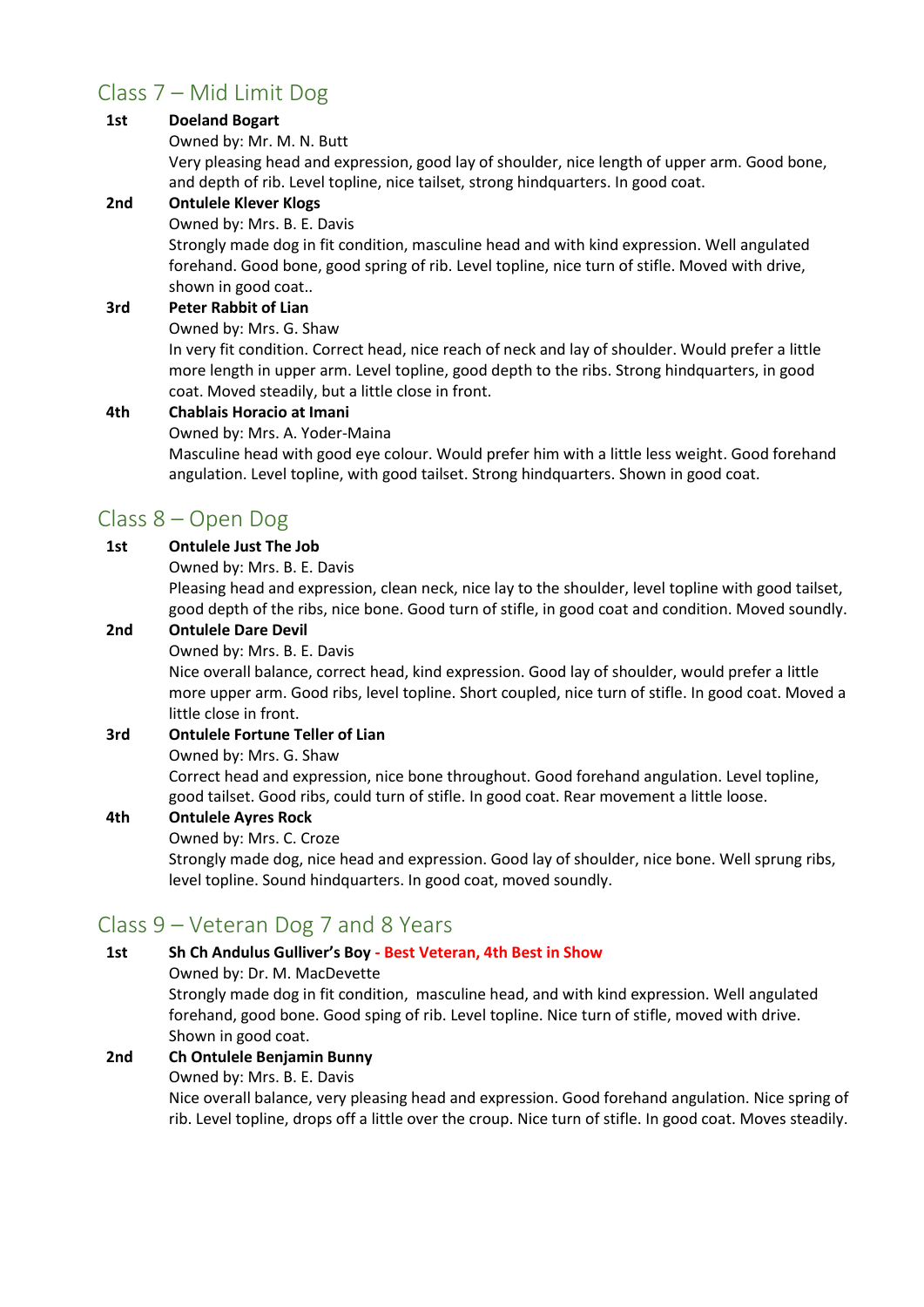## Class 7 – Mid Limit Dog

**1st** **Doeland Bogart**
Owned by: Mr. M. N. Butt
Very pleasing head and expression, good lay of shoulder, nice length of upper arm. Good bone, and depth of rib. Level topline, nice tailset, strong hindquarters. In good coat.

**2nd** **Ontulele Klever Klogs**
Owned by: Mrs. B. E. Davis
Strongly made dog in fit condition, masculine head and with kind expression. Well angulated forehand. Good bone, good spring of rib. Level topline, nice turn of stifle. Moved with drive, shown in good coat..

**3rd** **Peter Rabbit of Lian**
Owned by: Mrs. G. Shaw
In very fit condition. Correct head, nice reach of neck and lay of shoulder. Would prefer a little more length in upper arm. Level topline, good depth to the ribs. Strong hindquarters, in good coat. Moved steadily, but a little close in front.

**4th** **Chablais Horacio at Imani**
Owned by: Mrs. A. Yoder-Maina
Masculine head with good eye colour. Would prefer him with a little less weight. Good forehand angulation. Level topline, with good tailset. Strong hindquarters. Shown in good coat.

## Class 8 – Open Dog

**1st** **Ontulele Just The Job**
Owned by: Mrs. B. E. Davis
Pleasing head and expression, clean neck, nice lay to the shoulder, level topline with good tailset, good depth of the ribs, nice bone. Good turn of stifle, in good coat and condition. Moved soundly.

**2nd** **Ontulele Dare Devil**
Owned by: Mrs. B. E. Davis
Nice overall balance, correct head, kind expression. Good lay of shoulder, would prefer a little more upper arm. Good ribs, level topline. Short coupled, nice turn of stifle. In good coat. Moved a little close in front.

**3rd** **Ontulele Fortune Teller of Lian**
Owned by: Mrs. G. Shaw
Correct head and expression, nice bone throughout. Good forehand angulation. Level topline, good tailset. Good ribs, could turn of stifle. In good coat. Rear movement a little loose.

**4th** **Ontulele Ayres Rock**
Owned by: Mrs. C. Croze
Strongly made dog, nice head and expression. Good lay of shoulder, nice bone. Well sprung ribs, level topline. Sound hindquarters. In good coat, moved soundly.

## Class 9 – Veteran Dog 7 and 8 Years

**1st** **Sh Ch Andulus Gulliver's Boy** - **Best Veteran, 4th Best in Show**
Owned by: Dr. M. MacDevette
Strongly made dog in fit condition, masculine head, and with kind expression. Well angulated forehand, good bone. Good sping of rib. Level topline. Nice turn of stifle, moved with drive. Shown in good coat.

**2nd** **Ch Ontulele Benjamin Bunny**
Owned by: Mrs. B. E. Davis
Nice overall balance, very pleasing head and expression. Good forehand angulation. Nice spring of rib. Level topline, drops off a little over the croup. Nice turn of stifle. In good coat. Moves steadily.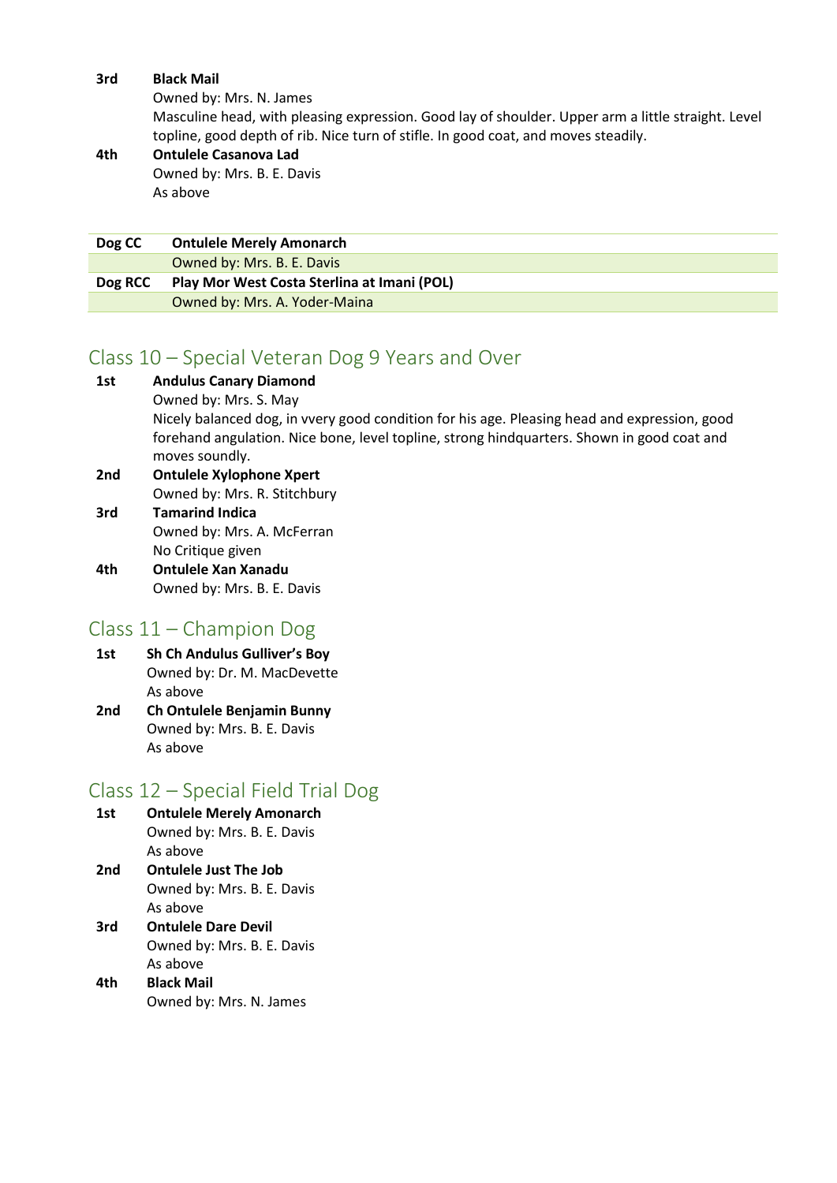**3rd** **Black Mail**
Owned by: Mrs. N. James
Masculine head, with pleasing expression. Good lay of shoulder. Upper arm a little straight. Level topline, good depth of rib. Nice turn of stifle. In good coat, and moves steadily.

**4th** **Ontulele Casanova Lad**
Owned by: Mrs. B. E. Davis
As above

| **Dog CC** | **Ontulele Merely Amonarch** |
|---|---|
| | Owned by: Mrs. B. E. Davis |
| **Dog RCC** | **Play Mor West Costa Sterlina at Imani (POL)** |
| | Owned by: Mrs. A. Yoder-Maina |

## Class 10 – Special Veteran Dog 9 Years and Over

**1st** **Andulus Canary Diamond**
Owned by: Mrs. S. May
Nicely balanced dog, in vvery good condition for his age. Pleasing head and expression, good forehand angulation. Nice bone, level topline, strong hindquarters. Shown in good coat and moves soundly.

**2nd** **Ontulele Xylophone Xpert**
Owned by: Mrs. R. Stitchbury

**3rd** **Tamarind Indica**
Owned by: Mrs. A. McFerran
No Critique given

**4th** **Ontulele Xan Xanadu**
Owned by: Mrs. B. E. Davis

## Class 11 – Champion Dog

**1st** **Sh Ch Andulus Gulliver's Boy**
Owned by: Dr. M. MacDevette
As above

**2nd** **Ch Ontulele Benjamin Bunny**
Owned by: Mrs. B. E. Davis
As above

## Class 12 – Special Field Trial Dog

**1st** **Ontulele Merely Amonarch**
Owned by: Mrs. B. E. Davis
As above

**2nd** **Ontulele Just The Job**
Owned by: Mrs. B. E. Davis
As above

**3rd** **Ontulele Dare Devil**
Owned by: Mrs. B. E. Davis
As above

**4th** **Black Mail**
Owned by: Mrs. N. James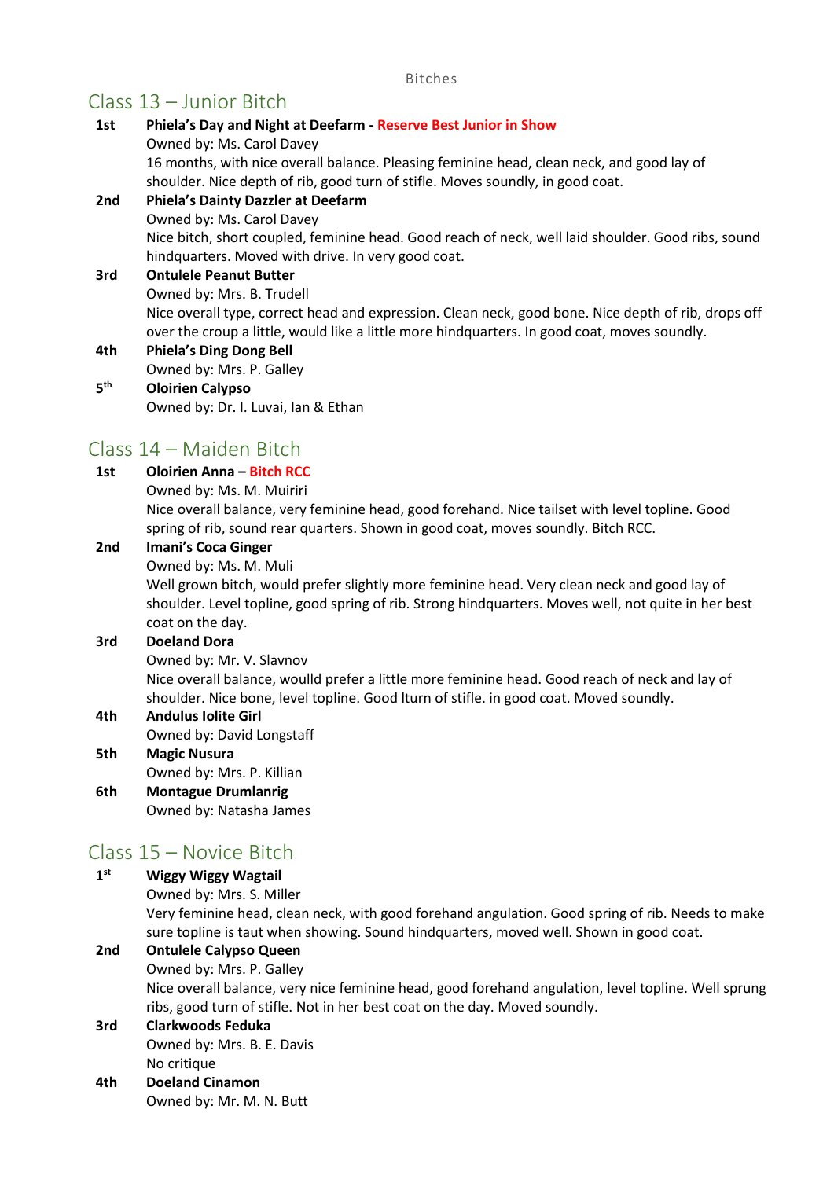Bitches

## Class 13 – Junior Bitch

**1st** **Phiela's Day and Night at Deefarm - Reserve Best Junior in Show**
Owned by: Ms. Carol Davey
16 months, with nice overall balance. Pleasing feminine head, clean neck, and good lay of shoulder. Nice depth of rib, good turn of stifle. Moves soundly, in good coat.

**2nd** **Phiela's Dainty Dazzler at Deefarm**
Owned by: Ms. Carol Davey
Nice bitch, short coupled, feminine head. Good reach of neck, well laid shoulder. Good ribs, sound hindquarters. Moved with drive. In very good coat.

**3rd** **Ontulele Peanut Butter**
Owned by: Mrs. B. Trudell
Nice overall type, correct head and expression. Clean neck, good bone. Nice depth of rib, drops off over the croup a little, would like a little more hindquarters. In good coat, moves soundly.

**4th** **Phiela's Ding Dong Bell**
Owned by: Mrs. P. Galley

**5th** **Oloirien Calypso**
Owned by: Dr. I. Luvai, Ian & Ethan

## Class 14 – Maiden Bitch

**1st** **Oloirien Anna – Bitch RCC**
Owned by: Ms. M. Muiriri
Nice overall balance, very feminine head, good forehand. Nice tailset with level topline. Good spring of rib, sound rear quarters. Shown in good coat, moves soundly. Bitch RCC.

**2nd** **Imani's Coca Ginger**
Owned by: Ms. M. Muli
Well grown bitch, would prefer slightly more feminine head. Very clean neck and good lay of shoulder. Level topline, good spring of rib. Strong hindquarters. Moves well, not quite in her best coat on the day.

**3rd** **Doeland Dora**
Owned by: Mr. V. Slavnov
Nice overall balance, woulld prefer a little more feminine head. Good reach of neck and lay of shoulder. Nice bone, level topline. Good lturn of stifle. in good coat. Moved soundly.

**4th** **Andulus Iolite Girl**
Owned by: David Longstaff

**5th** **Magic Nusura**
Owned by: Mrs. P. Killian

**6th** **Montague Drumlanrig**
Owned by: Natasha James

## Class 15 – Novice Bitch

**1st** **Wiggy Wiggy Wagtail**
Owned by: Mrs. S. Miller
Very feminine head, clean neck, with good forehand angulation. Good spring of rib. Needs to make sure topline is taut when showing. Sound hindquarters, moved well. Shown in good coat.

**2nd** **Ontulele Calypso Queen**
Owned by: Mrs. P. Galley
Nice overall balance, very nice feminine head, good forehand angulation, level topline. Well sprung ribs, good turn of stifle. Not in her best coat on the day. Moved soundly.

**3rd** **Clarkwoods Feduka**
Owned by: Mrs. B. E. Davis
No critique

**4th** **Doeland Cinamon**
Owned by: Mr. M. N. Butt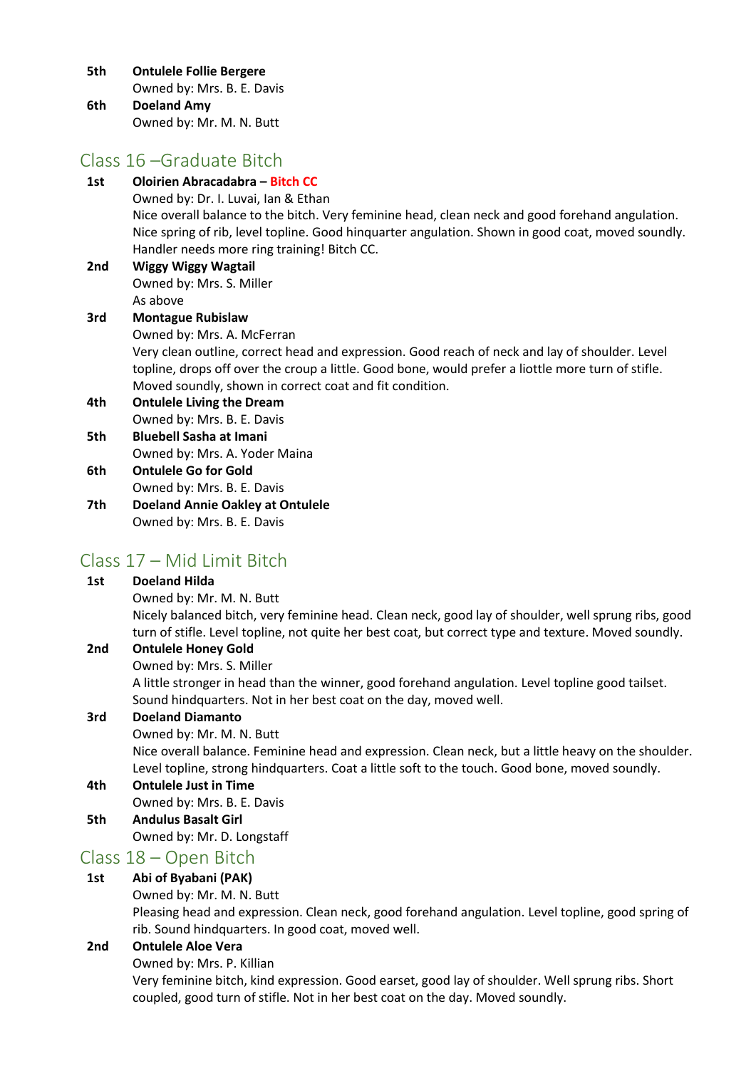**5th** **Ontulele Follie Bergere**
Owned by: Mrs. B. E. Davis

**6th** **Doeland Amy**
Owned by: Mr. M. N. Butt

## Class 16 –Graduate Bitch

**1st** **Oloirien Abracadabra – Bitch CC**
Owned by: Dr. I. Luvai, Ian & Ethan
Nice overall balance to the bitch. Very feminine head, clean neck and good forehand angulation. Nice spring of rib, level topline. Good hinquarter angulation. Shown in good coat, moved soundly. Handler needs more ring training! Bitch CC.

**2nd** **Wiggy Wiggy Wagtail**
Owned by: Mrs. S. Miller
As above

**3rd** **Montague Rubislaw**
Owned by: Mrs. A. McFerran
Very clean outline, correct head and expression. Good reach of neck and lay of shoulder. Level topline, drops off over the croup a little. Good bone, would prefer a liottle more turn of stifle. Moved soundly, shown in correct coat and fit condition.

**4th** **Ontulele Living the Dream**
Owned by: Mrs. B. E. Davis

**5th** **Bluebell Sasha at Imani**
Owned by: Mrs. A. Yoder Maina

**6th** **Ontulele Go for Gold**
Owned by: Mrs. B. E. Davis

**7th** **Doeland Annie Oakley at Ontulele**
Owned by: Mrs. B. E. Davis

## Class 17 – Mid Limit Bitch

**1st** **Doeland Hilda**
Owned by: Mr. M. N. Butt
Nicely balanced bitch, very feminine head. Clean neck, good lay of shoulder, well sprung ribs, good turn of stifle. Level topline, not quite her best coat, but correct type and texture. Moved soundly.

**2nd** **Ontulele Honey Gold**
Owned by: Mrs. S. Miller
A little stronger in head than the winner, good forehand angulation. Level topline good tailset. Sound hindquarters. Not in her best coat on the day, moved well.

**3rd** **Doeland Diamanto**
Owned by: Mr. M. N. Butt
Nice overall balance. Feminine head and expression. Clean neck, but a little heavy on the shoulder. Level topline, strong hindquarters. Coat a little soft to the touch. Good bone, moved soundly.

**4th** **Ontulele Just in Time**
Owned by: Mrs. B. E. Davis

**5th** **Andulus Basalt Girl**
Owned by: Mr. D. Longstaff

## Class 18 – Open Bitch

**1st** **Abi of Byabani (PAK)**
Owned by: Mr. M. N. Butt
Pleasing head and expression. Clean neck, good forehand angulation. Level topline, good spring of rib. Sound hindquarters. In good coat, moved well.

**2nd** **Ontulele Aloe Vera**
Owned by: Mrs. P. Killian
Very feminine bitch, kind expression. Good earset, good lay of shoulder. Well sprung ribs. Short coupled, good turn of stifle. Not in her best coat on the day. Moved soundly.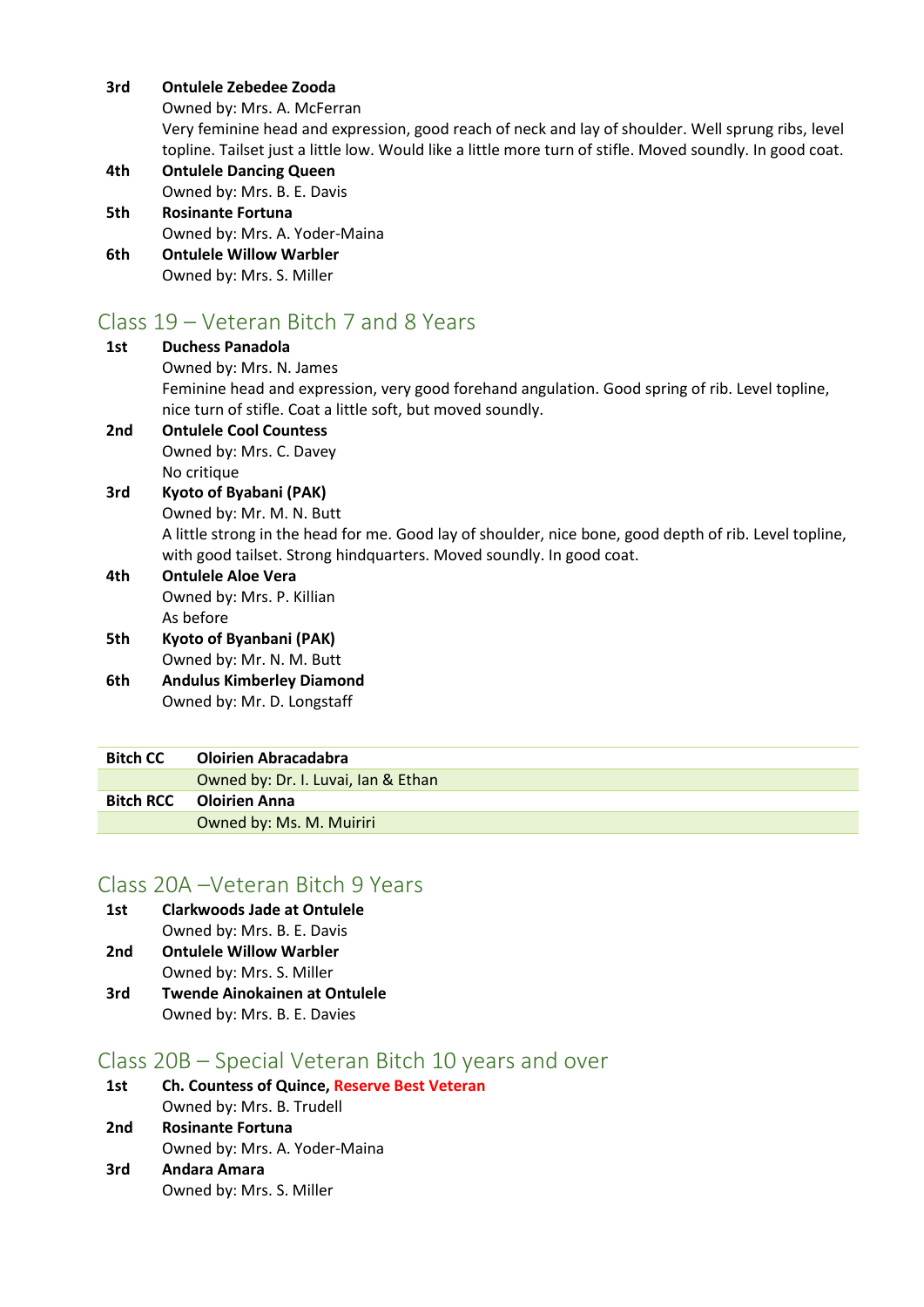**3rd** **Ontulele Zebedee Zooda**
Owned by: Mrs. A. McFerran
Very feminine head and expression, good reach of neck and lay of shoulder. Well sprung ribs, level topline. Tailset just a little low. Would like a little more turn of stifle. Moved soundly. In good coat.

**4th** **Ontulele Dancing Queen**
Owned by: Mrs. B. E. Davis

**5th** **Rosinante Fortuna**
Owned by: Mrs. A. Yoder-Maina

**6th** **Ontulele Willow Warbler**
Owned by: Mrs. S. Miller

## Class 19 – Veteran Bitch 7 and 8 Years

**1st** **Duchess Panadola**
Owned by: Mrs. N. James
Feminine head and expression, very good forehand angulation. Good spring of rib. Level topline, nice turn of stifle. Coat a little soft, but moved soundly.

**2nd** **Ontulele Cool Countess**
Owned by: Mrs. C. Davey
No critique

**3rd** **Kyoto of Byabani (PAK)**
Owned by: Mr. M. N. Butt
A little strong in the head for me. Good lay of shoulder, nice bone, good depth of rib. Level topline, with good tailset. Strong hindquarters. Moved soundly. In good coat.

**4th** **Ontulele Aloe Vera**
Owned by: Mrs. P. Killian
As before

**5th** **Kyoto of Byanbani (PAK)**
Owned by: Mr. N. M. Butt

**6th** **Andulus Kimberley Diamond**
Owned by: Mr. D. Longstaff

| **Bitch CC** | **Oloirien Abracadabra** |
|---|---|
| | Owned by: Dr. I. Luvai, Ian & Ethan |
| **Bitch RCC** | **Oloirien Anna** |
| | Owned by: Ms. M. Muiriri |

## Class 20A –Veteran Bitch 9 Years

**1st** **Clarkwoods Jade at Ontulele**
Owned by: Mrs. B. E. Davis

**2nd** **Ontulele Willow Warbler**
Owned by: Mrs. S. Miller

**3rd** **Twende Ainokainen at Ontulele**
Owned by: Mrs. B. E. Davies

## Class 20B – Special Veteran Bitch 10 years and over

**1st** **Ch. Countess of Quince, Reserve Best Veteran**
Owned by: Mrs. B. Trudell

**2nd** **Rosinante Fortuna**
Owned by: Mrs. A. Yoder-Maina

**3rd** **Andara Amara**
Owned by: Mrs. S. Miller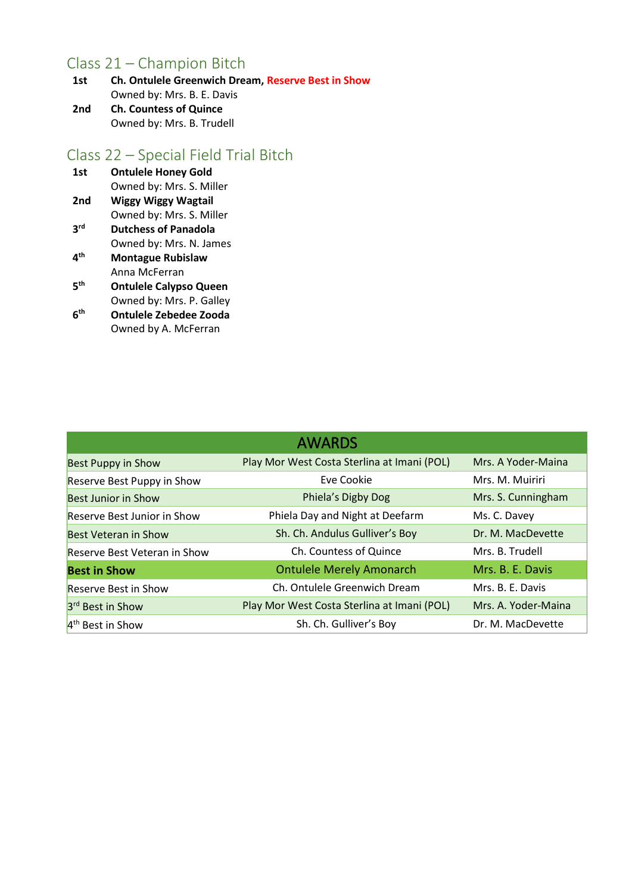## Class 21 – Champion Bitch

**1st** **Ch. Ontulele Greenwich Dream, Reserve Best in Show**
Owned by: Mrs. B. E. Davis

**2nd** **Ch. Countess of Quince**
Owned by: Mrs. B. Trudell

## Class 22 – Special Field Trial Bitch

**1st** **Ontulele Honey Gold**
Owned by: Mrs. S. Miller

**2nd** **Wiggy Wiggy Wagtail**
Owned by: Mrs. S. Miller

**3rd** **Dutchess of Panadola**
Owned by: Mrs. N. James

**4th** **Montague Rubislaw**
Anna McFerran

**5th** **Ontulele Calypso Queen**
Owned by: Mrs. P. Galley

**6th** **Ontulele Zebedee Zooda**
Owned by A. McFerran

| AWARDS | | |
|---|---|---|
| Best Puppy in Show | Play Mor West Costa Sterlina at Imani (POL) | Mrs. A Yoder-Maina |
| Reserve Best Puppy in Show | Eve Cookie | Mrs. M. Muiriri |
| Best Junior in Show | Phiela's Digby Dog | Mrs. S. Cunningham |
| Reserve Best Junior in Show | Phiela Day and Night at Deefarm | Ms. C. Davey |
| Best Veteran in Show | Sh. Ch. Andulus Gulliver's Boy | Dr. M. MacDevette |
| Reserve Best Veteran in Show | Ch. Countess of Quince | Mrs. B. Trudell |
| **Best in Show** | Ontulele Merely Amonarch | Mrs. B. E. Davis |
| Reserve Best in Show | Ch. Ontulele Greenwich Dream | Mrs. B. E. Davis |
| 3rd Best in Show | Play Mor West Costa Sterlina at Imani (POL) | Mrs. A. Yoder-Maina |
| 4th Best in Show | Sh. Ch. Gulliver's Boy | Dr. M. MacDevette |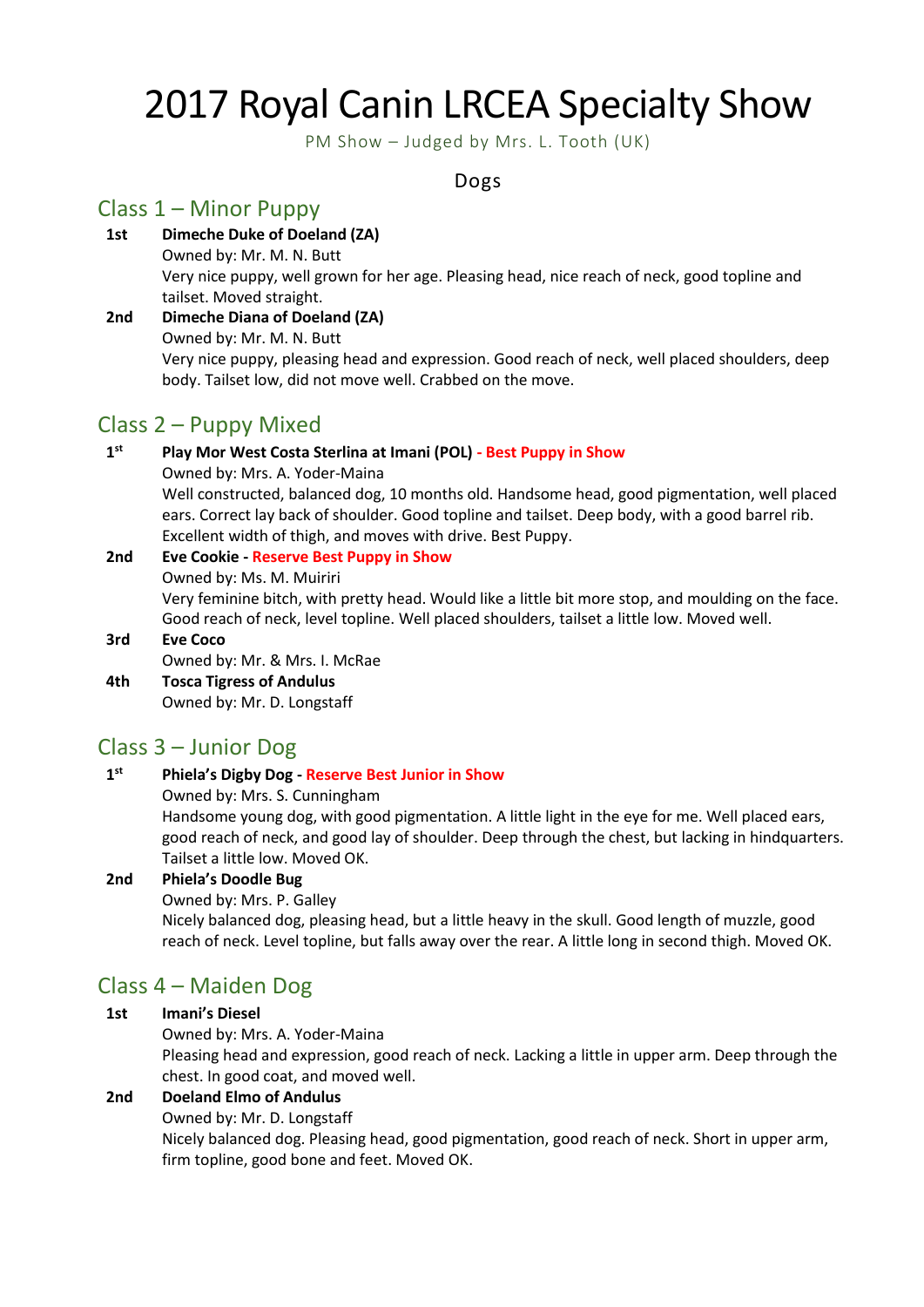# 2017 Royal Canin LRCEA Specialty Show

PM Show – Judged by Mrs. L. Tooth (UK)

Dogs

## Class 1 – Minor Puppy

**1st** **Dimeche Duke of Doeland (ZA)**
Owned by: Mr. M. N. Butt
Very nice puppy, well grown for her age. Pleasing head, nice reach of neck, good topline and tailset. Moved straight.

**2nd** **Dimeche Diana of Doeland (ZA)**
Owned by: Mr. M. N. Butt
Very nice puppy, pleasing head and expression. Good reach of neck, well placed shoulders, deep body. Tailset low, did not move well. Crabbed on the move.

## Class 2 – Puppy Mixed

**1st** **Play Mor West Costa Sterlina at Imani (POL)** - **Best Puppy in Show**
Owned by: Mrs. A. Yoder-Maina
Well constructed, balanced dog, 10 months old. Handsome head, good pigmentation, well placed ears. Correct lay back of shoulder. Good topline and tailset. Deep body, with a good barrel rib. Excellent width of thigh, and moves with drive. Best Puppy.

**2nd** **Eve Cookie** - **Reserve Best Puppy in Show**
Owned by: Ms. M. Muiriri
Very feminine bitch, with pretty head. Would like a little bit more stop, and moulding on the face. Good reach of neck, level topline. Well placed shoulders, tailset a little low. Moved well.

**3rd** **Eve Coco**
Owned by: Mr. & Mrs. I. McRae

**4th** **Tosca Tigress of Andulus**
Owned by: Mr. D. Longstaff

## Class 3 – Junior Dog

**1st** **Phiela's Digby Dog** - **Reserve Best Junior in Show**
Owned by: Mrs. S. Cunningham
Handsome young dog, with good pigmentation. A little light in the eye for me. Well placed ears, good reach of neck, and good lay of shoulder. Deep through the chest, but lacking in hindquarters. Tailset a little low. Moved OK.

**2nd** **Phiela's Doodle Bug**
Owned by: Mrs. P. Galley
Nicely balanced dog, pleasing head, but a little heavy in the skull. Good length of muzzle, good reach of neck. Level topline, but falls away over the rear. A little long in second thigh. Moved OK.

## Class 4 – Maiden Dog

**1st** **Imani's Diesel**
Owned by: Mrs. A. Yoder-Maina
Pleasing head and expression, good reach of neck. Lacking a little in upper arm. Deep through the chest. In good coat, and moved well.

**2nd** **Doeland Elmo of Andulus**
Owned by: Mr. D. Longstaff
Nicely balanced dog. Pleasing head, good pigmentation, good reach of neck. Short in upper arm, firm topline, good bone and feet. Moved OK.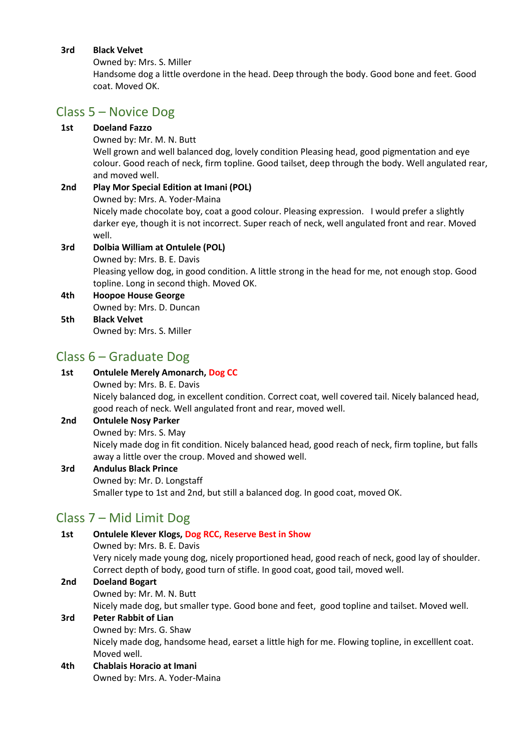**3rd** **Black Velvet**
Owned by: Mrs. S. Miller
Handsome dog a little overdone in the head. Deep through the body. Good bone and feet. Good coat. Moved OK.

## Class 5 – Novice Dog

**1st** **Doeland Fazzo**
Owned by: Mr. M. N. Butt
Well grown and well balanced dog, lovely condition Pleasing head, good pigmentation and eye colour. Good reach of neck, firm topline. Good tailset, deep through the body. Well angulated rear, and moved well.

**2nd** **Play Mor Special Edition at Imani (POL)**
Owned by: Mrs. A. Yoder-Maina
Nicely made chocolate boy, coat a good colour. Pleasing expression. I would prefer a slightly darker eye, though it is not incorrect. Super reach of neck, well angulated front and rear. Moved well.

**3rd** **Dolbia William at Ontulele (POL)**
Owned by: Mrs. B. E. Davis
Pleasing yellow dog, in good condition. A little strong in the head for me, not enough stop. Good topline. Long in second thigh. Moved OK.

**4th** **Hoopoe House George**
Owned by: Mrs. D. Duncan

**5th** **Black Velvet**
Owned by: Mrs. S. Miller

## Class 6 – Graduate Dog

**1st** **Ontulele Merely Amonarch, Dog CC**
Owned by: Mrs. B. E. Davis
Nicely balanced dog, in excellent condition. Correct coat, well covered tail. Nicely balanced head, good reach of neck. Well angulated front and rear, moved well.

**2nd** **Ontulele Nosy Parker**
Owned by: Mrs. S. May
Nicely made dog in fit condition. Nicely balanced head, good reach of neck, firm topline, but falls away a little over the croup. Moved and showed well.

**3rd** **Andulus Black Prince**
Owned by: Mr. D. Longstaff
Smaller type to 1st and 2nd, but still a balanced dog. In good coat, moved OK.

## Class 7 – Mid Limit Dog

**1st** **Ontulele Klever Klogs, Dog RCC, Reserve Best in Show**
Owned by: Mrs. B. E. Davis
Very nicely made young dog, nicely proportioned head, good reach of neck, good lay of shoulder. Correct depth of body, good turn of stifle. In good coat, good tail, moved well.

**2nd** **Doeland Bogart**
Owned by: Mr. M. N. Butt
Nicely made dog, but smaller type. Good bone and feet, good topline and tailset. Moved well.

**3rd** **Peter Rabbit of Lian**
Owned by: Mrs. G. Shaw
Nicely made dog, handsome head, earset a little high for me. Flowing topline, in excelllent coat. Moved well.

**4th** **Chablais Horacio at Imani**
Owned by: Mrs. A. Yoder-Maina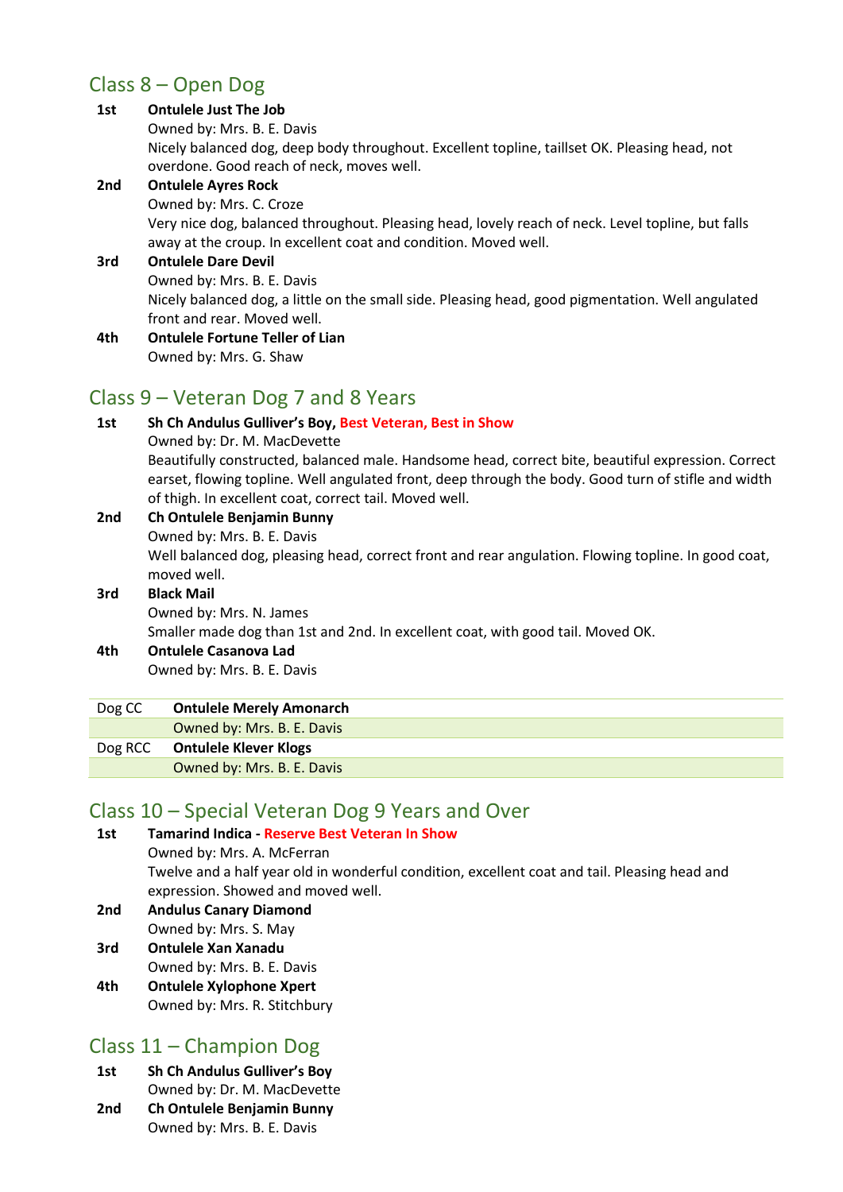## Class 8 – Open Dog

**1st** **Ontulele Just The Job**
Owned by: Mrs. B. E. Davis
Nicely balanced dog, deep body throughout. Excellent topline, taillset OK. Pleasing head, not overdone. Good reach of neck, moves well.

**2nd** **Ontulele Ayres Rock**
Owned by: Mrs. C. Croze
Very nice dog, balanced throughout. Pleasing head, lovely reach of neck. Level topline, but falls away at the croup. In excellent coat and condition. Moved well.

**3rd** **Ontulele Dare Devil**
Owned by: Mrs. B. E. Davis
Nicely balanced dog, a little on the small side. Pleasing head, good pigmentation. Well angulated front and rear. Moved well.

**4th** **Ontulele Fortune Teller of Lian**
Owned by: Mrs. G. Shaw

## Class 9 – Veteran Dog 7 and 8 Years

**1st** **Sh Ch Andulus Gulliver's Boy, Best Veteran, Best in Show**
Owned by: Dr. M. MacDevette
Beautifully constructed, balanced male. Handsome head, correct bite, beautiful expression. Correct earset, flowing topline. Well angulated front, deep through the body. Good turn of stifle and width of thigh. In excellent coat, correct tail. Moved well.

**2nd** **Ch Ontulele Benjamin Bunny**
Owned by: Mrs. B. E. Davis
Well balanced dog, pleasing head, correct front and rear angulation. Flowing topline. In good coat, moved well.

**3rd** **Black Mail**
Owned by: Mrs. N. James
Smaller made dog than 1st and 2nd. In excellent coat, with good tail. Moved OK.

**4th** **Ontulele Casanova Lad**
Owned by: Mrs. B. E. Davis

| | |
|---|---|
| Dog CC | **Ontulele Merely Amonarch** |
| | Owned by: Mrs. B. E. Davis |
| Dog RCC | **Ontulele Klever Klogs** |
| | Owned by: Mrs. B. E. Davis |

## Class 10 – Special Veteran Dog 9 Years and Over

**1st** **Tamarind Indica - Reserve Best Veteran In Show**
Owned by: Mrs. A. McFerran
Twelve and a half year old in wonderful condition, excellent coat and tail. Pleasing head and expression. Showed and moved well.

**2nd** **Andulus Canary Diamond**
Owned by: Mrs. S. May

**3rd** **Ontulele Xan Xanadu**
Owned by: Mrs. B. E. Davis

**4th** **Ontulele Xylophone Xpert**
Owned by: Mrs. R. Stitchbury

## Class 11 – Champion Dog

**1st** **Sh Ch Andulus Gulliver's Boy**
Owned by: Dr. M. MacDevette

**2nd** **Ch Ontulele Benjamin Bunny**
Owned by: Mrs. B. E. Davis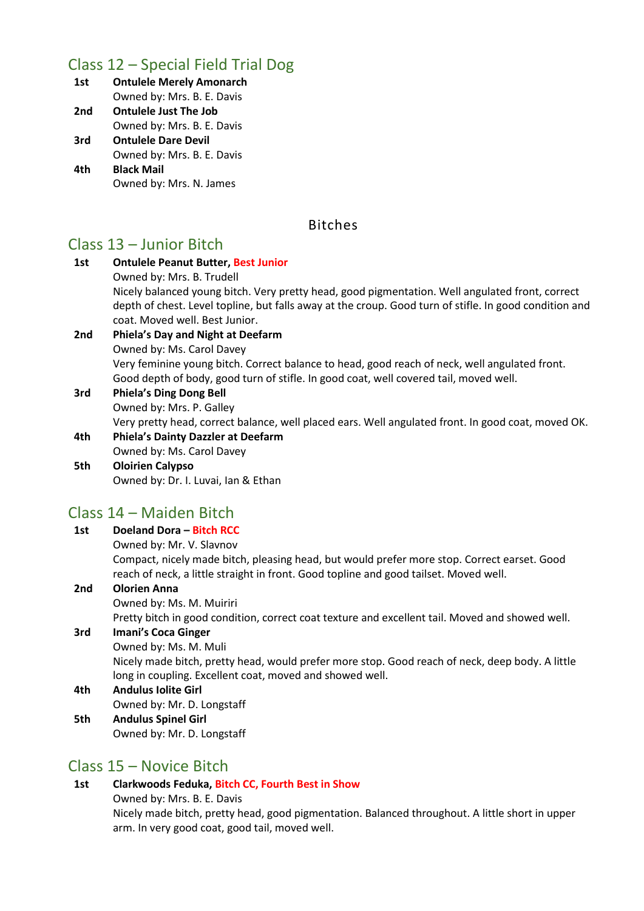## Class 12 – Special Field Trial Dog

**1st** **Ontulele Merely Amonarch**
Owned by: Mrs. B. E. Davis

**2nd** **Ontulele Just The Job**
Owned by: Mrs. B. E. Davis

**3rd** **Ontulele Dare Devil**
Owned by: Mrs. B. E. Davis

**4th** **Black Mail**
Owned by: Mrs. N. James

# Bitches

## Class 13 – Junior Bitch

**1st** **Ontulele Peanut Butter, Best Junior**
Owned by: Mrs. B. Trudell
Nicely balanced young bitch. Very pretty head, good pigmentation. Well angulated front, correct depth of chest. Level topline, but falls away at the croup. Good turn of stifle. In good condition and coat. Moved well. Best Junior.

**2nd** **Phiela's Day and Night at Deefarm**
Owned by: Ms. Carol Davey
Very feminine young bitch. Correct balance to head, good reach of neck, well angulated front. Good depth of body, good turn of stifle. In good coat, well covered tail, moved well.

**3rd** **Phiela's Ding Dong Bell**
Owned by: Mrs. P. Galley
Very pretty head, correct balance, well placed ears. Well angulated front. In good coat, moved OK.

**4th** **Phiela's Dainty Dazzler at Deefarm**
Owned by: Ms. Carol Davey

**5th** **Oloirien Calypso**
Owned by: Dr. I. Luvai, Ian & Ethan

## Class 14 – Maiden Bitch

**1st** **Doeland Dora – Bitch RCC**
Owned by: Mr. V. Slavnov
Compact, nicely made bitch, pleasing head, but would prefer more stop. Correct earset. Good reach of neck, a little straight in front. Good topline and good tailset. Moved well.

**2nd** **Olorien Anna**
Owned by: Ms. M. Muiriri
Pretty bitch in good condition, correct coat texture and excellent tail. Moved and showed well.

**3rd** **Imani's Coca Ginger**
Owned by: Ms. M. Muli
Nicely made bitch, pretty head, would prefer more stop. Good reach of neck, deep body. A little long in coupling. Excellent coat, moved and showed well.

**4th** **Andulus Iolite Girl**
Owned by: Mr. D. Longstaff

**5th** **Andulus Spinel Girl**
Owned by: Mr. D. Longstaff

## Class 15 – Novice Bitch

**1st** **Clarkwoods Feduka, Bitch CC, Fourth Best in Show**
Owned by: Mrs. B. E. Davis
Nicely made bitch, pretty head, good pigmentation. Balanced throughout. A little short in upper arm. In very good coat, good tail, moved well.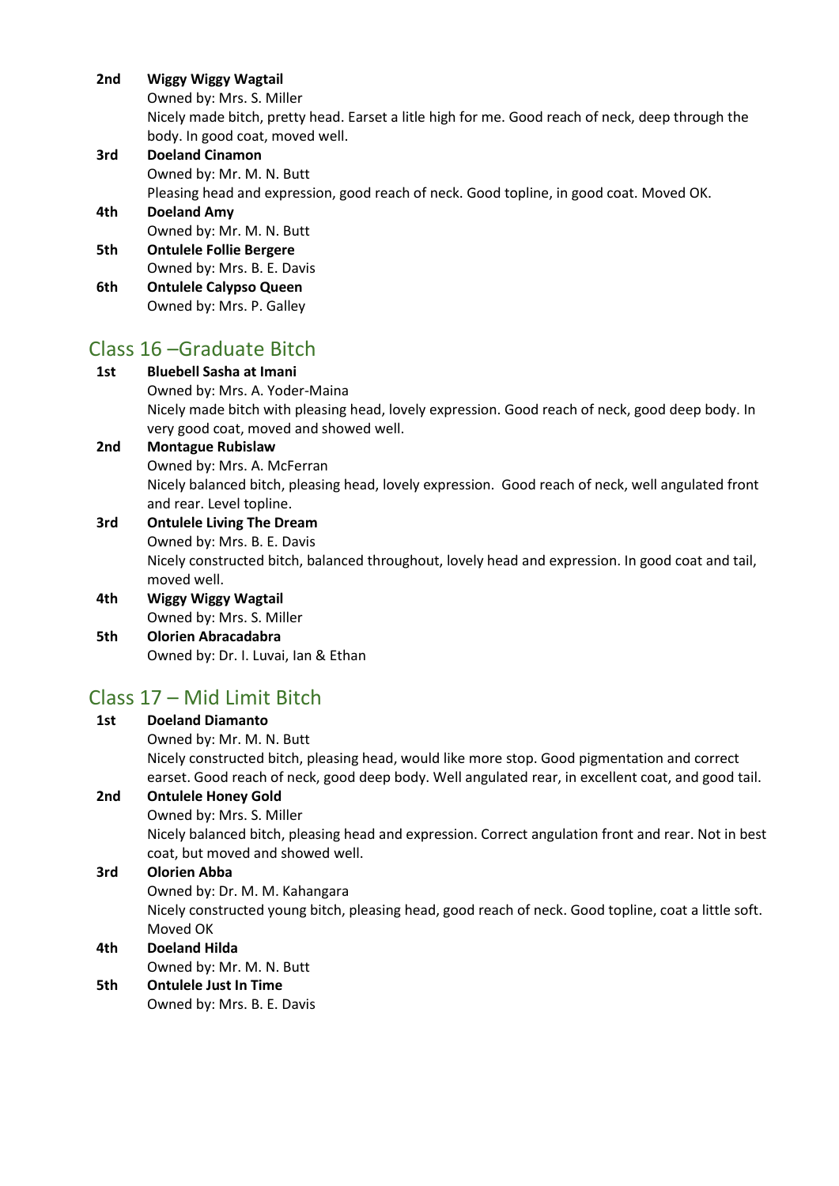**2nd** **Wiggy Wiggy Wagtail**
Owned by: Mrs. S. Miller
Nicely made bitch, pretty head. Earset a litle high for me. Good reach of neck, deep through the body. In good coat, moved well.

**3rd** **Doeland Cinamon**
Owned by: Mr. M. N. Butt
Pleasing head and expression, good reach of neck. Good topline, in good coat. Moved OK.

**4th** **Doeland Amy**
Owned by: Mr. M. N. Butt

**5th** **Ontulele Follie Bergere**
Owned by: Mrs. B. E. Davis

**6th** **Ontulele Calypso Queen**
Owned by: Mrs. P. Galley

## Class 16 –Graduate Bitch

**1st** **Bluebell Sasha at Imani**
Owned by: Mrs. A. Yoder-Maina
Nicely made bitch with pleasing head, lovely expression. Good reach of neck, good deep body. In very good coat, moved and showed well.

**2nd** **Montague Rubislaw**
Owned by: Mrs. A. McFerran
Nicely balanced bitch, pleasing head, lovely expression. Good reach of neck, well angulated front and rear. Level topline.

**3rd** **Ontulele Living The Dream**
Owned by: Mrs. B. E. Davis
Nicely constructed bitch, balanced throughout, lovely head and expression. In good coat and tail, moved well.

**4th** **Wiggy Wiggy Wagtail**
Owned by: Mrs. S. Miller

**5th** **Olorien Abracadabra**
Owned by: Dr. I. Luvai, Ian & Ethan

## Class 17 – Mid Limit Bitch

**1st** **Doeland Diamanto**
Owned by: Mr. M. N. Butt
Nicely constructed bitch, pleasing head, would like more stop. Good pigmentation and correct earset. Good reach of neck, good deep body. Well angulated rear, in excellent coat, and good tail.

**2nd** **Ontulele Honey Gold**
Owned by: Mrs. S. Miller
Nicely balanced bitch, pleasing head and expression. Correct angulation front and rear. Not in best coat, but moved and showed well.

**3rd** **Olorien Abba**
Owned by: Dr. M. M. Kahangara
Nicely constructed young bitch, pleasing head, good reach of neck. Good topline, coat a little soft. Moved OK

**4th** **Doeland Hilda**
Owned by: Mr. M. N. Butt

**5th** **Ontulele Just In Time**
Owned by: Mrs. B. E. Davis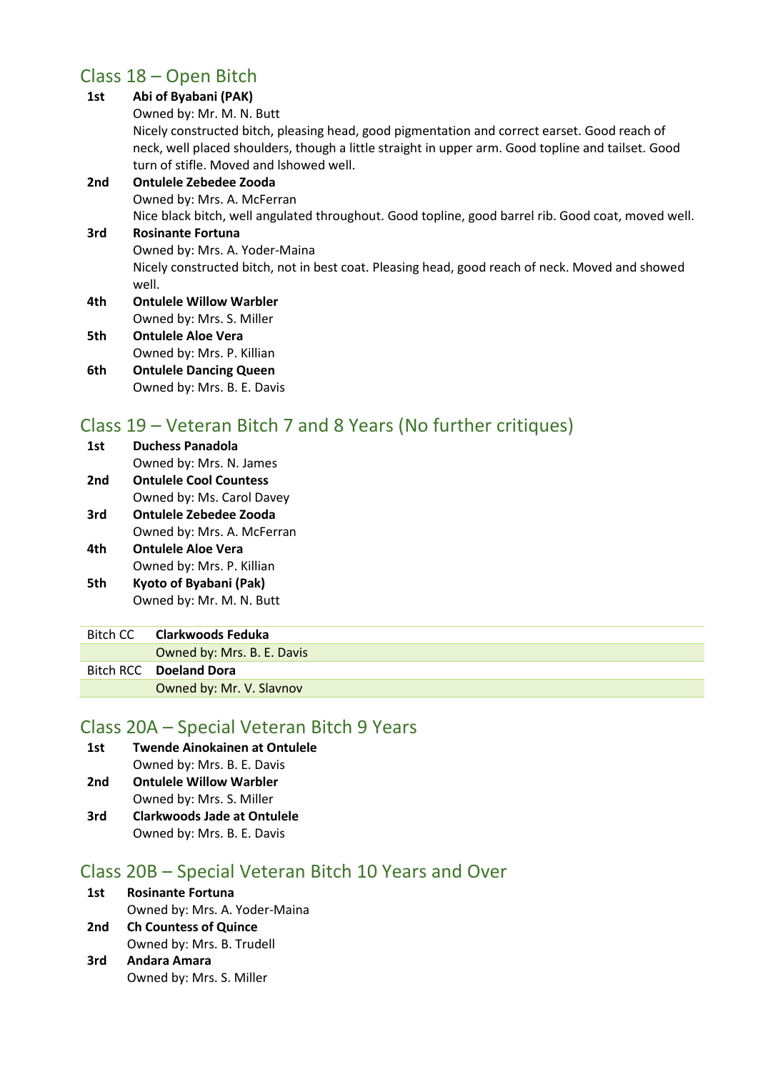## Class 18 – Open Bitch

**1st** **Abi of Byabani (PAK)**
Owned by: Mr. M. N. Butt
Nicely constructed bitch, pleasing head, good pigmentation and correct earset. Good reach of neck, well placed shoulders, though a little straight in upper arm. Good topline and tailset. Good turn of stifle. Moved and lshowed well.

**2nd** **Ontulele Zebedee Zooda**
Owned by: Mrs. A. McFerran
Nice black bitch, well angulated throughout. Good topline, good barrel rib. Good coat, moved well.

**3rd** **Rosinante Fortuna**
Owned by: Mrs. A. Yoder-Maina
Nicely constructed bitch, not in best coat. Pleasing head, good reach of neck. Moved and showed well.

**4th** **Ontulele Willow Warbler**
Owned by: Mrs. S. Miller

**5th** **Ontulele Aloe Vera**
Owned by: Mrs. P. Killian

**6th** **Ontulele Dancing Queen**
Owned by: Mrs. B. E. Davis

## Class 19 – Veteran Bitch 7 and 8 Years (No further critiques)

**1st** **Duchess Panadola**
Owned by: Mrs. N. James

**2nd** **Ontulele Cool Countess**
Owned by: Ms. Carol Davey

**3rd** **Ontulele Zebedee Zooda**
Owned by: Mrs. A. McFerran

**4th** **Ontulele Aloe Vera**
Owned by: Mrs. P. Killian

**5th** **Kyoto of Byabani (Pak)**
Owned by: Mr. M. N. Butt

| | |
|---|---|
| Bitch CC | **Clarkwoods Feduka** |
| | Owned by: Mrs. B. E. Davis |
| Bitch RCC | **Doeland Dora** |
| | Owned by: Mr. V. Slavnov |

## Class 20A – Special Veteran Bitch 9 Years

**1st** **Twende Ainokainen at Ontulele**
Owned by: Mrs. B. E. Davis

**2nd** **Ontulele Willow Warbler**
Owned by: Mrs. S. Miller

**3rd** **Clarkwoods Jade at Ontulele**
Owned by: Mrs. B. E. Davis

## Class 20B – Special Veteran Bitch 10 Years and Over

**1st** **Rosinante Fortuna**
Owned by: Mrs. A. Yoder-Maina

**2nd** **Ch Countess of Quince**
Owned by: Mrs. B. Trudell

**3rd** **Andara Amara**
Owned by: Mrs. S. Miller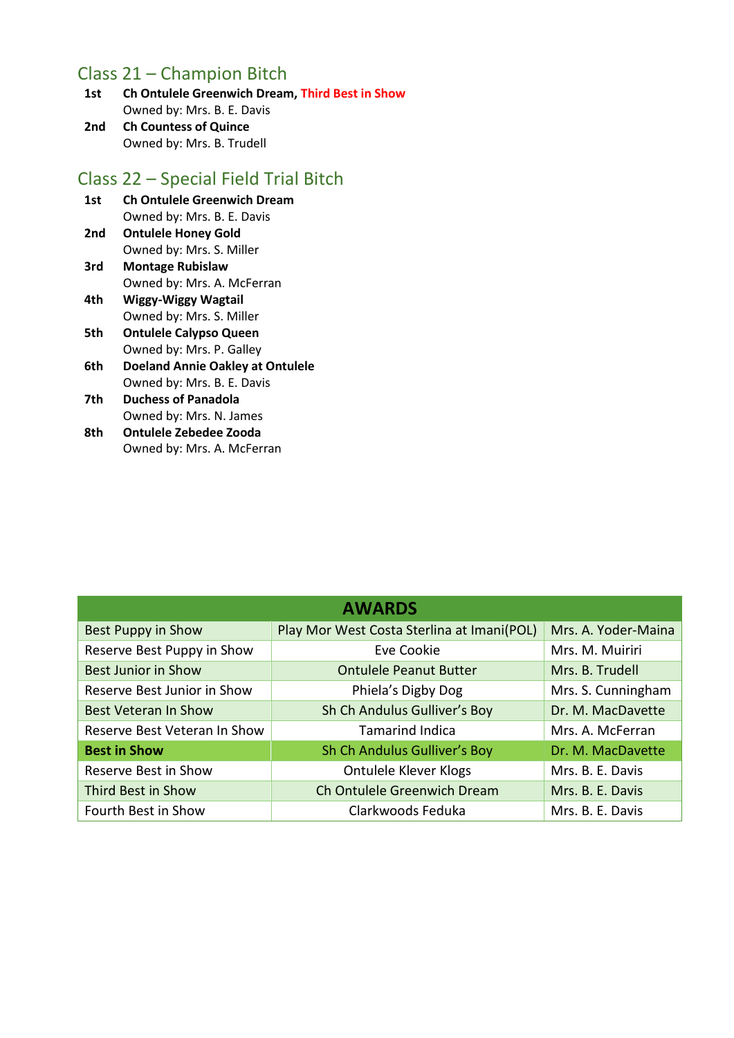## Class 21 – Champion Bitch

**1st** **Ch Ontulele Greenwich Dream, Third Best in Show**
Owned by: Mrs. B. E. Davis

**2nd** **Ch Countess of Quince**
Owned by: Mrs. B. Trudell

## Class 22 – Special Field Trial Bitch

**1st** **Ch Ontulele Greenwich Dream**
Owned by: Mrs. B. E. Davis

**2nd** **Ontulele Honey Gold**
Owned by: Mrs. S. Miller

**3rd** **Montage Rubislaw**
Owned by: Mrs. A. McFerran

**4th** **Wiggy-Wiggy Wagtail**
Owned by: Mrs. S. Miller

**5th** **Ontulele Calypso Queen**
Owned by: Mrs. P. Galley

**6th** **Doeland Annie Oakley at Ontulele**
Owned by: Mrs. B. E. Davis

**7th** **Duchess of Panadola**
Owned by: Mrs. N. James

**8th** **Ontulele Zebedee Zooda**
Owned by: Mrs. A. McFerran

| AWARDS | | |
|---|---|---|
| Best Puppy in Show | Play Mor West Costa Sterlina at Imani(POL) | Mrs. A. Yoder-Maina |
| Reserve Best Puppy in Show | Eve Cookie | Mrs. M. Muiriri |
| Best Junior in Show | Ontulele Peanut Butter | Mrs. B. Trudell |
| Reserve Best Junior in Show | Phiela's Digby Dog | Mrs. S. Cunningham |
| Best Veteran In Show | Sh Ch Andulus Gulliver's Boy | Dr. M. MacDavette |
| Reserve Best Veteran In Show | Tamarind Indica | Mrs. A. McFerran |
| **Best in Show** | Sh Ch Andulus Gulliver's Boy | Dr. M. MacDavette |
| Reserve Best in Show | Ontulele Klever Klogs | Mrs. B. E. Davis |
| Third Best in Show | Ch Ontulele Greenwich Dream | Mrs. B. E. Davis |
| Fourth Best in Show | Clarkwoods Feduka | Mrs. B. E. Davis |